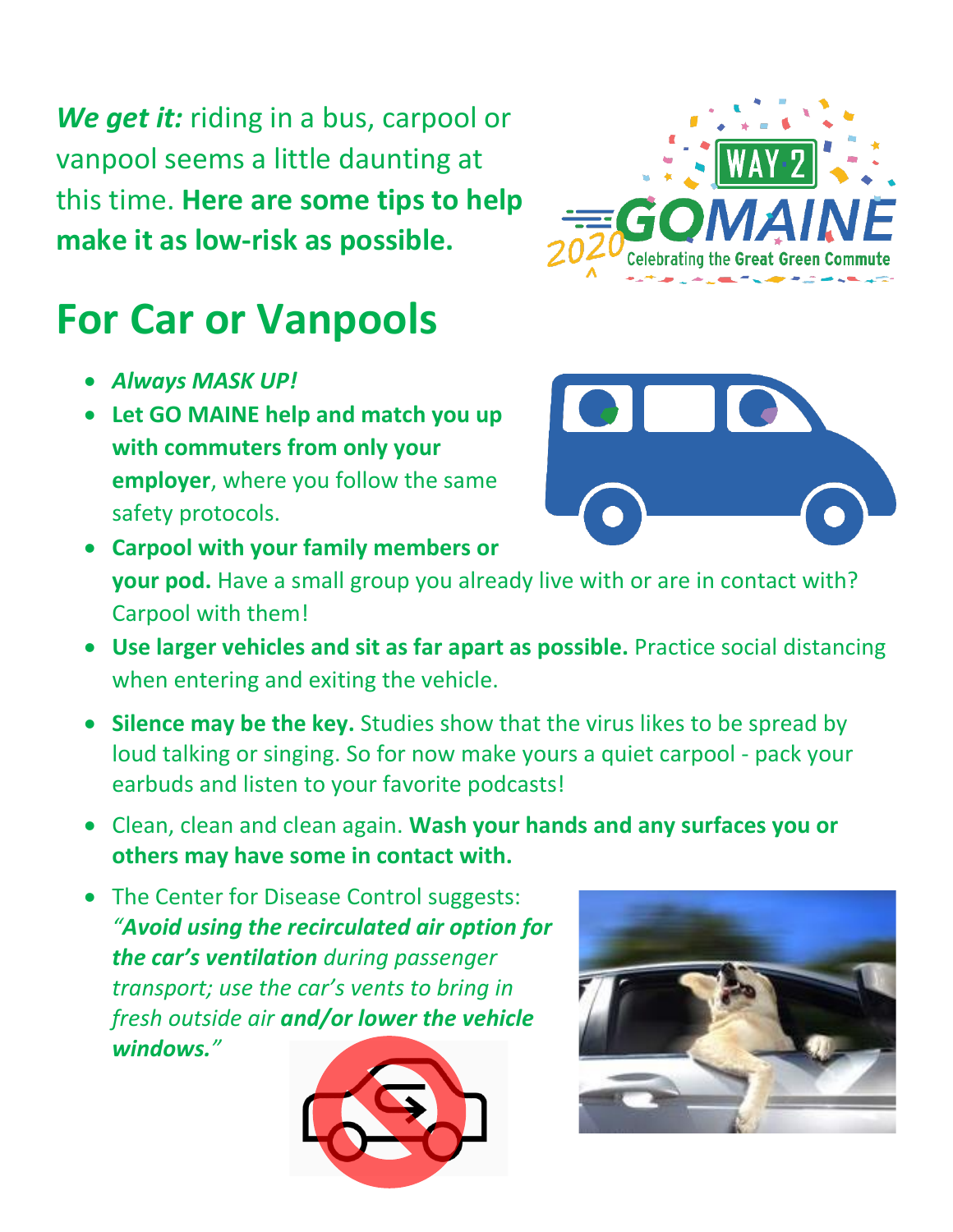***We get it:*** riding in a bus, carpool or vanpool seems a little daunting at this time. **Here are some tips to help make it as low-risk as possible.**

# For Car or Vanpools

- ***Always MASK UP!***
- **Let GO MAINE help and match you up with commuters from only your employer**, where you follow the same safety protocols.
- **Carpool with your family members or your pod.** Have a small group you already live with or are in contact with? Carpool with them!
- **Use larger vehicles and sit as far apart as possible.** Practice social distancing when entering and exiting the vehicle.
- **Silence may be the key.** Studies show that the virus likes to be spread by loud talking or singing. So for now make yours a quiet carpool - pack your earbuds and listen to your favorite podcasts!
- Clean, clean and clean again. **Wash your hands and any surfaces you or others may have some in contact with.**
- The Center for Disease Control suggests: ***"Avoid using the recirculated air option for the car's ventilation*** *during passenger transport; use the car's vents to bring in fresh outside air* ***and/or lower the vehicle windows."***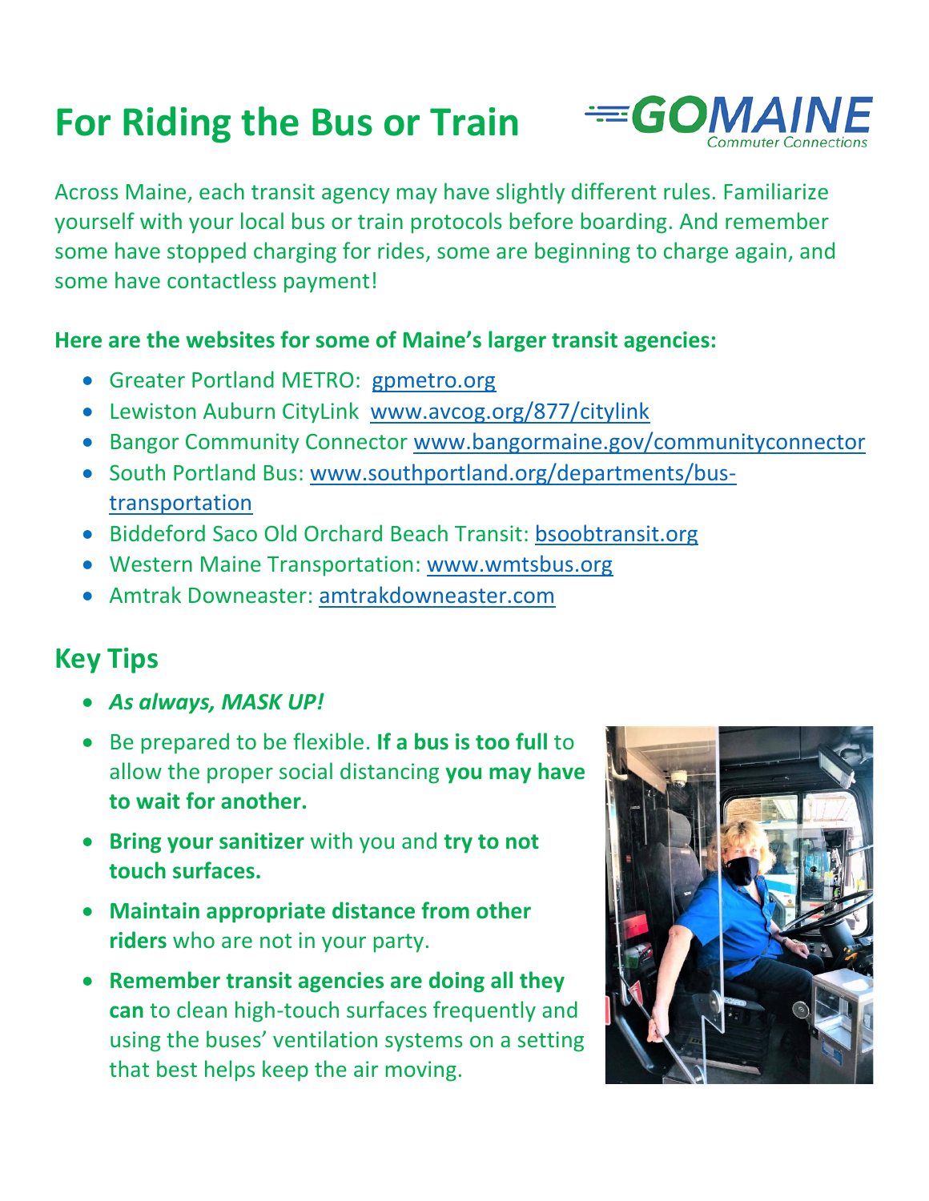# For Riding the Bus or Train

GOMAINE
Commuter Connections

Across Maine, each transit agency may have slightly different rules. Familiarize yourself with your local bus or train protocols before boarding. And remember some have stopped charging for rides, some are beginning to charge again, and some have contactless payment!

**Here are the websites for some of Maine's larger transit agencies:**

- Greater Portland METRO: gpmetro.org
- Lewiston Auburn CityLink www.avcog.org/877/citylink
- Bangor Community Connector www.bangormaine.gov/communityconnector
- South Portland Bus: www.southportland.org/departments/bus-transportation
- Biddeford Saco Old Orchard Beach Transit: bsoobtransit.org
- Western Maine Transportation: www.wmtsbus.org
- Amtrak Downeaster: amtrakdowneaster.com

## Key Tips

- ***As always, MASK UP!***
- Be prepared to be flexible. **If a bus is too full** to allow the proper social distancing **you may have to wait for another.**
- **Bring your sanitizer** with you and **try to not touch surfaces.**
- **Maintain appropriate distance from other riders** who are not in your party.
- **Remember transit agencies are doing all they can** to clean high-touch surfaces frequently and using the buses' ventilation systems on a setting that best helps keep the air moving.